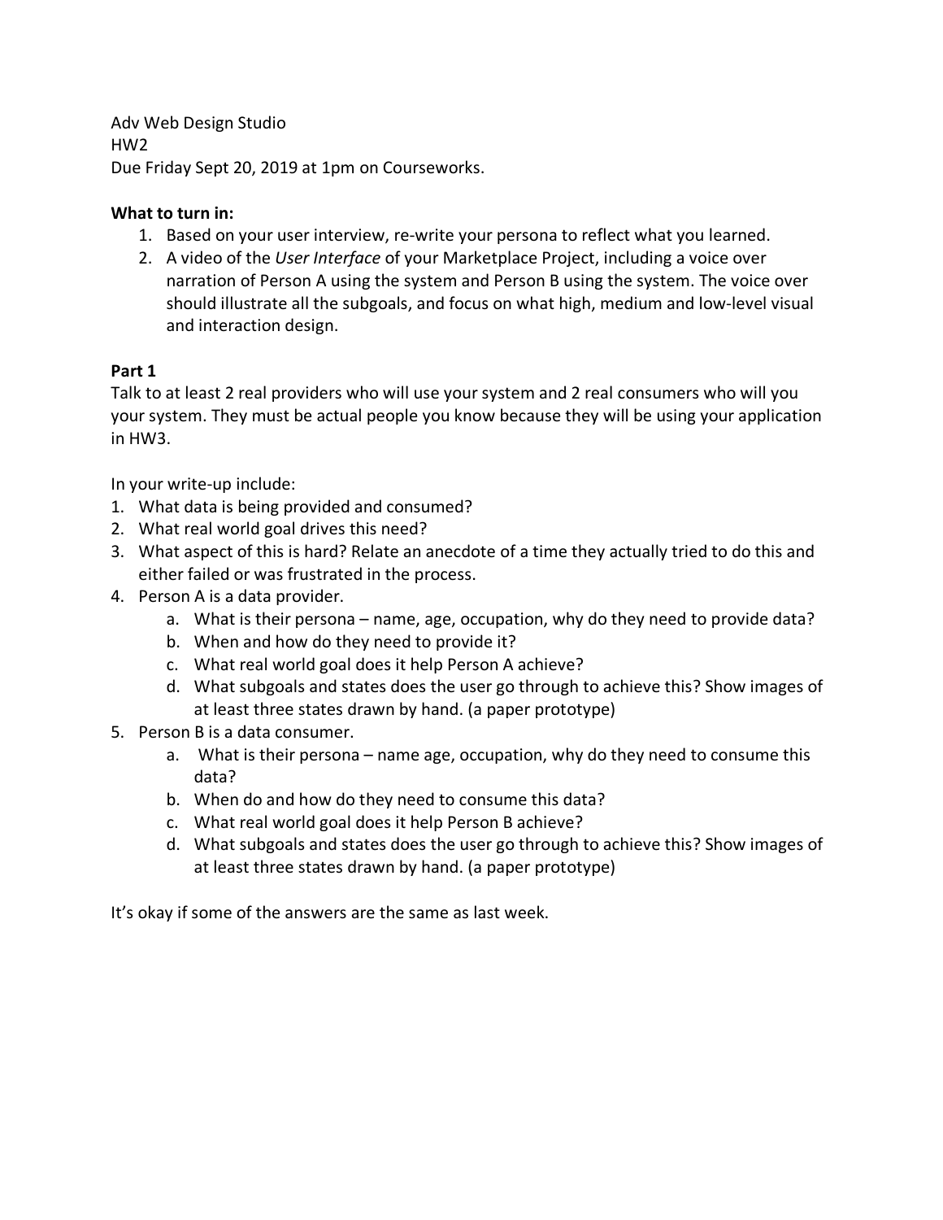Adv Web Design Studio
HW2
Due Friday Sept 20, 2019 at 1pm on Courseworks.

**What to turn in:**

1. Based on your user interview, re-write your persona to reflect what you learned.
2. A video of the *User Interface* of your Marketplace Project, including a voice over narration of Person A using the system and Person B using the system. The voice over should illustrate all the subgoals, and focus on what high, medium and low-level visual and interaction design.

**Part 1**

Talk to at least 2 real providers who will use your system and 2 real consumers who will you your system. They must be actual people you know because they will be using your application in HW3.

In your write-up include:

1. What data is being provided and consumed?
2. What real world goal drives this need?
3. What aspect of this is hard? Relate an anecdote of a time they actually tried to do this and either failed or was frustrated in the process.
4. Person A is a data provider.
   a. What is their persona – name, age, occupation, why do they need to provide data?
   b. When and how do they need to provide it?
   c. What real world goal does it help Person A achieve?
   d. What subgoals and states does the user go through to achieve this? Show images of at least three states drawn by hand. (a paper prototype)
5. Person B is a data consumer.
   a. What is their persona – name age, occupation, why do they need to consume this data?
   b. When do and how do they need to consume this data?
   c. What real world goal does it help Person B achieve?
   d. What subgoals and states does the user go through to achieve this? Show images of at least three states drawn by hand. (a paper prototype)

It's okay if some of the answers are the same as last week.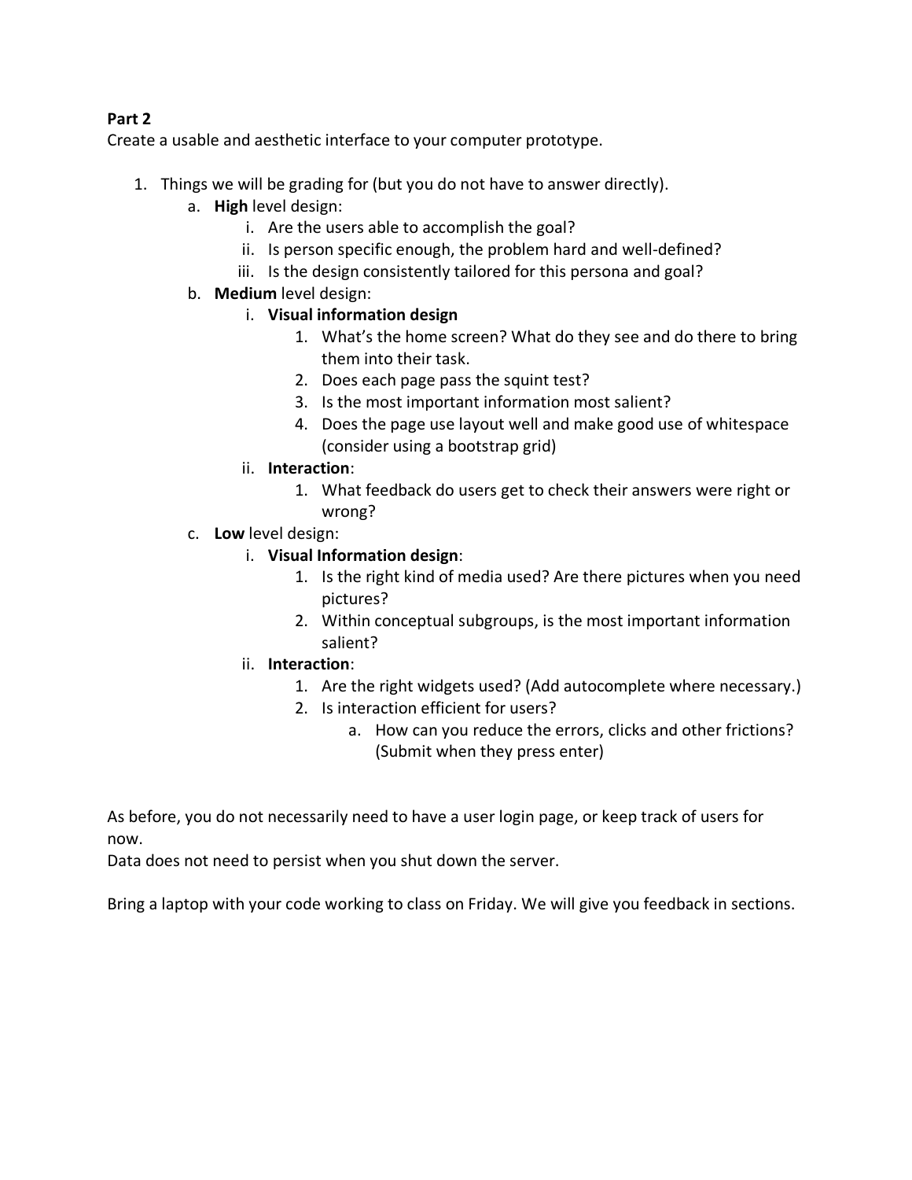**Part 2**

Create a usable and aesthetic interface to your computer prototype.

1. Things we will be grading for (but you do not have to answer directly).
   a. **High** level design:
      i. Are the users able to accomplish the goal?
      ii. Is person specific enough, the problem hard and well-defined?
      iii. Is the design consistently tailored for this persona and goal?
   b. **Medium** level design:
      i. **Visual information design**
         1. What's the home screen? What do they see and do there to bring them into their task.
         2. Does each page pass the squint test?
         3. Is the most important information most salient?
         4. Does the page use layout well and make good use of whitespace (consider using a bootstrap grid)
      ii. **Interaction**:
         1. What feedback do users get to check their answers were right or wrong?
   c. **Low** level design:
      i. **Visual Information design**:
         1. Is the right kind of media used? Are there pictures when you need pictures?
         2. Within conceptual subgroups, is the most important information salient?
      ii. **Interaction**:
         1. Are the right widgets used? (Add autocomplete where necessary.)
         2. Is interaction efficient for users?
            a. How can you reduce the errors, clicks and other frictions? (Submit when they press enter)

As before, you do not necessarily need to have a user login page, or keep track of users for now.
Data does not need to persist when you shut down the server.

Bring a laptop with your code working to class on Friday. We will give you feedback in sections.